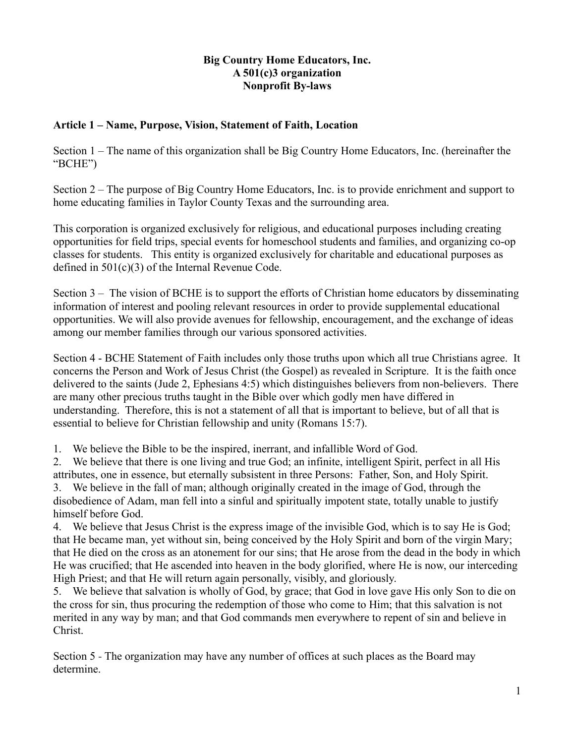**Big Country Home Educators, Inc.**
**A 501(c)3 organization**
**Nonprofit By-laws**

## Article 1 – Name, Purpose, Vision, Statement of Faith, Location

Section 1 – The name of this organization shall be Big Country Home Educators, Inc. (hereinafter the "BCHE")

Section 2 – The purpose of Big Country Home Educators, Inc. is to provide enrichment and support to home educating families in Taylor County Texas and the surrounding area.

This corporation is organized exclusively for religious, and educational purposes including creating opportunities for field trips, special events for homeschool students and families, and organizing co-op classes for students. This entity is organized exclusively for charitable and educational purposes as defined in 501(c)(3) of the Internal Revenue Code.

Section 3 – The vision of BCHE is to support the efforts of Christian home educators by disseminating information of interest and pooling relevant resources in order to provide supplemental educational opportunities. We will also provide avenues for fellowship, encouragement, and the exchange of ideas among our member families through our various sponsored activities.

Section 4 - BCHE Statement of Faith includes only those truths upon which all true Christians agree. It concerns the Person and Work of Jesus Christ (the Gospel) as revealed in Scripture. It is the faith once delivered to the saints (Jude 2, Ephesians 4:5) which distinguishes believers from non-believers. There are many other precious truths taught in the Bible over which godly men have differed in understanding. Therefore, this is not a statement of all that is important to believe, but of all that is essential to believe for Christian fellowship and unity (Romans 15:7).

1. We believe the Bible to be the inspired, inerrant, and infallible Word of God.
2. We believe that there is one living and true God; an infinite, intelligent Spirit, perfect in all His attributes, one in essence, but eternally subsistent in three Persons: Father, Son, and Holy Spirit.
3. We believe in the fall of man; although originally created in the image of God, through the disobedience of Adam, man fell into a sinful and spiritually impotent state, totally unable to justify himself before God.
4. We believe that Jesus Christ is the express image of the invisible God, which is to say He is God; that He became man, yet without sin, being conceived by the Holy Spirit and born of the virgin Mary; that He died on the cross as an atonement for our sins; that He arose from the dead in the body in which He was crucified; that He ascended into heaven in the body glorified, where He is now, our interceding High Priest; and that He will return again personally, visibly, and gloriously.
5. We believe that salvation is wholly of God, by grace; that God in love gave His only Son to die on the cross for sin, thus procuring the redemption of those who come to Him; that this salvation is not merited in any way by man; and that God commands men everywhere to repent of sin and believe in Christ.

Section 5 - The organization may have any number of offices at such places as the Board may determine.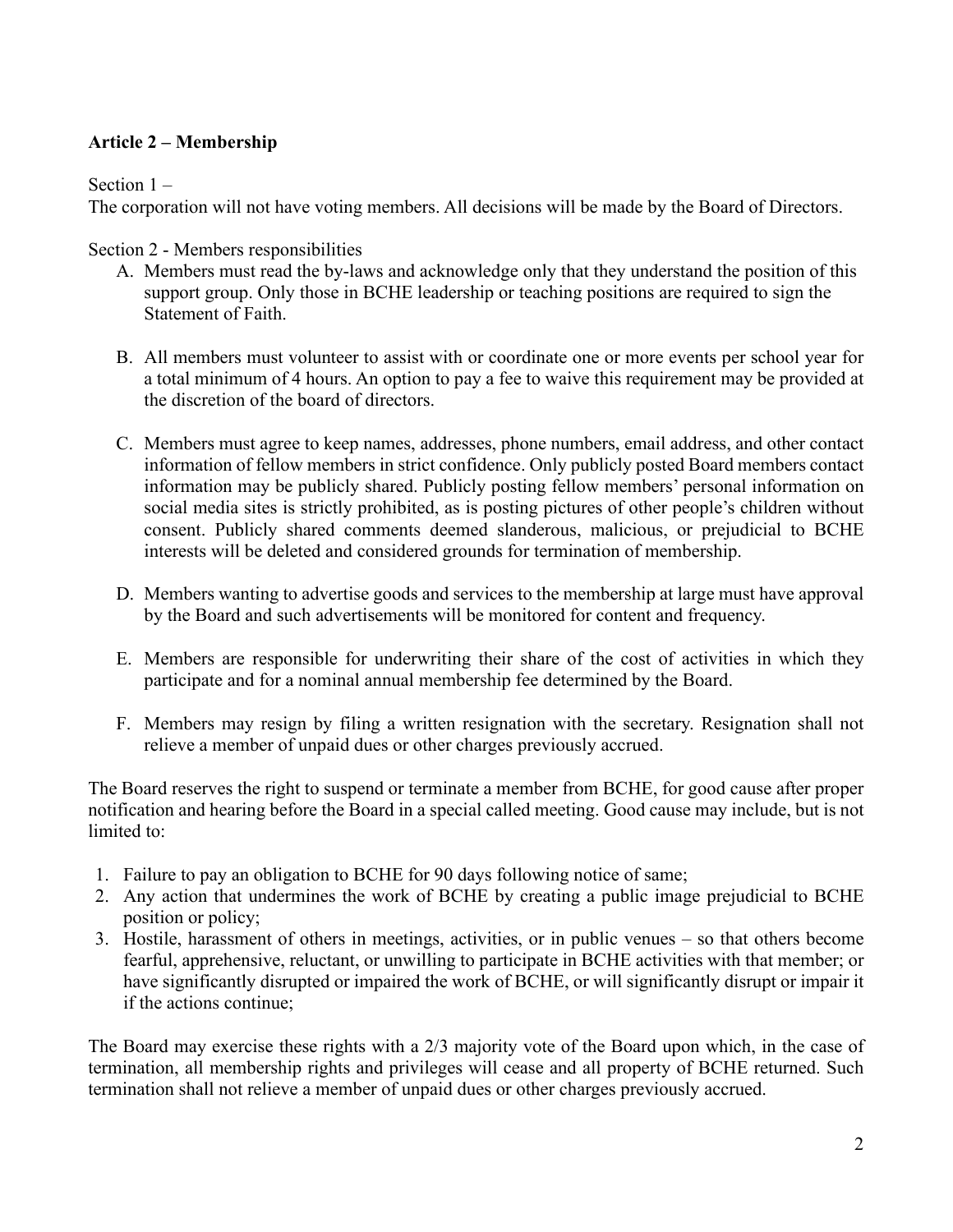**Article 2 – Membership**

Section 1 –
The corporation will not have voting members. All decisions will be made by the Board of Directors.

Section 2 - Members responsibilities

A. Members must read the by-laws and acknowledge only that they understand the position of this support group. Only those in BCHE leadership or teaching positions are required to sign the Statement of Faith.

B. All members must volunteer to assist with or coordinate one or more events per school year for a total minimum of 4 hours. An option to pay a fee to waive this requirement may be provided at the discretion of the board of directors.

C. Members must agree to keep names, addresses, phone numbers, email address, and other contact information of fellow members in strict confidence. Only publicly posted Board members contact information may be publicly shared. Publicly posting fellow members' personal information on social media sites is strictly prohibited, as is posting pictures of other people's children without consent. Publicly shared comments deemed slanderous, malicious, or prejudicial to BCHE interests will be deleted and considered grounds for termination of membership.

D. Members wanting to advertise goods and services to the membership at large must have approval by the Board and such advertisements will be monitored for content and frequency.

E. Members are responsible for underwriting their share of the cost of activities in which they participate and for a nominal annual membership fee determined by the Board.

F. Members may resign by filing a written resignation with the secretary. Resignation shall not relieve a member of unpaid dues or other charges previously accrued.

The Board reserves the right to suspend or terminate a member from BCHE, for good cause after proper notification and hearing before the Board in a special called meeting. Good cause may include, but is not limited to:

1. Failure to pay an obligation to BCHE for 90 days following notice of same;
2. Any action that undermines the work of BCHE by creating a public image prejudicial to BCHE position or policy;
3. Hostile, harassment of others in meetings, activities, or in public venues – so that others become fearful, apprehensive, reluctant, or unwilling to participate in BCHE activities with that member; or have significantly disrupted or impaired the work of BCHE, or will significantly disrupt or impair it if the actions continue;

The Board may exercise these rights with a 2/3 majority vote of the Board upon which, in the case of termination, all membership rights and privileges will cease and all property of BCHE returned. Such termination shall not relieve a member of unpaid dues or other charges previously accrued.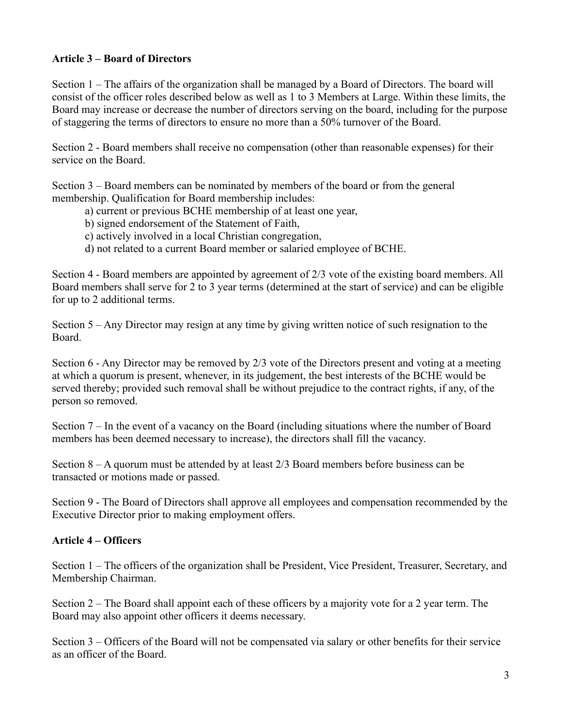**Article 3 – Board of Directors**

Section 1 – The affairs of the organization shall be managed by a Board of Directors. The board will consist of the officer roles described below as well as 1 to 3 Members at Large. Within these limits, the Board may increase or decrease the number of directors serving on the board, including for the purpose of staggering the terms of directors to ensure no more than a 50% turnover of the Board.

Section 2 - Board members shall receive no compensation (other than reasonable expenses) for their service on the Board.

Section 3 – Board members can be nominated by members of the board or from the general membership. Qualification for Board membership includes:

a) current or previous BCHE membership of at least one year,
b) signed endorsement of the Statement of Faith,
c) actively involved in a local Christian congregation,
d) not related to a current Board member or salaried employee of BCHE.

Section 4 - Board members are appointed by agreement of 2/3 vote of the existing board members. All Board members shall serve for 2 to 3 year terms (determined at the start of service) and can be eligible for up to 2 additional terms.

Section 5 – Any Director may resign at any time by giving written notice of such resignation to the Board.

Section 6 - Any Director may be removed by 2/3 vote of the Directors present and voting at a meeting at which a quorum is present, whenever, in its judgement, the best interests of the BCHE would be served thereby; provided such removal shall be without prejudice to the contract rights, if any, of the person so removed.

Section 7 – In the event of a vacancy on the Board (including situations where the number of Board members has been deemed necessary to increase), the directors shall fill the vacancy.

Section 8 – A quorum must be attended by at least 2/3 Board members before business can be transacted or motions made or passed.

Section 9 - The Board of Directors shall approve all employees and compensation recommended by the Executive Director prior to making employment offers.

**Article 4 – Officers**

Section 1 – The officers of the organization shall be President, Vice President, Treasurer, Secretary, and Membership Chairman.

Section 2 – The Board shall appoint each of these officers by a majority vote for a 2 year term. The Board may also appoint other officers it deems necessary.

Section 3 – Officers of the Board will not be compensated via salary or other benefits for their service as an officer of the Board.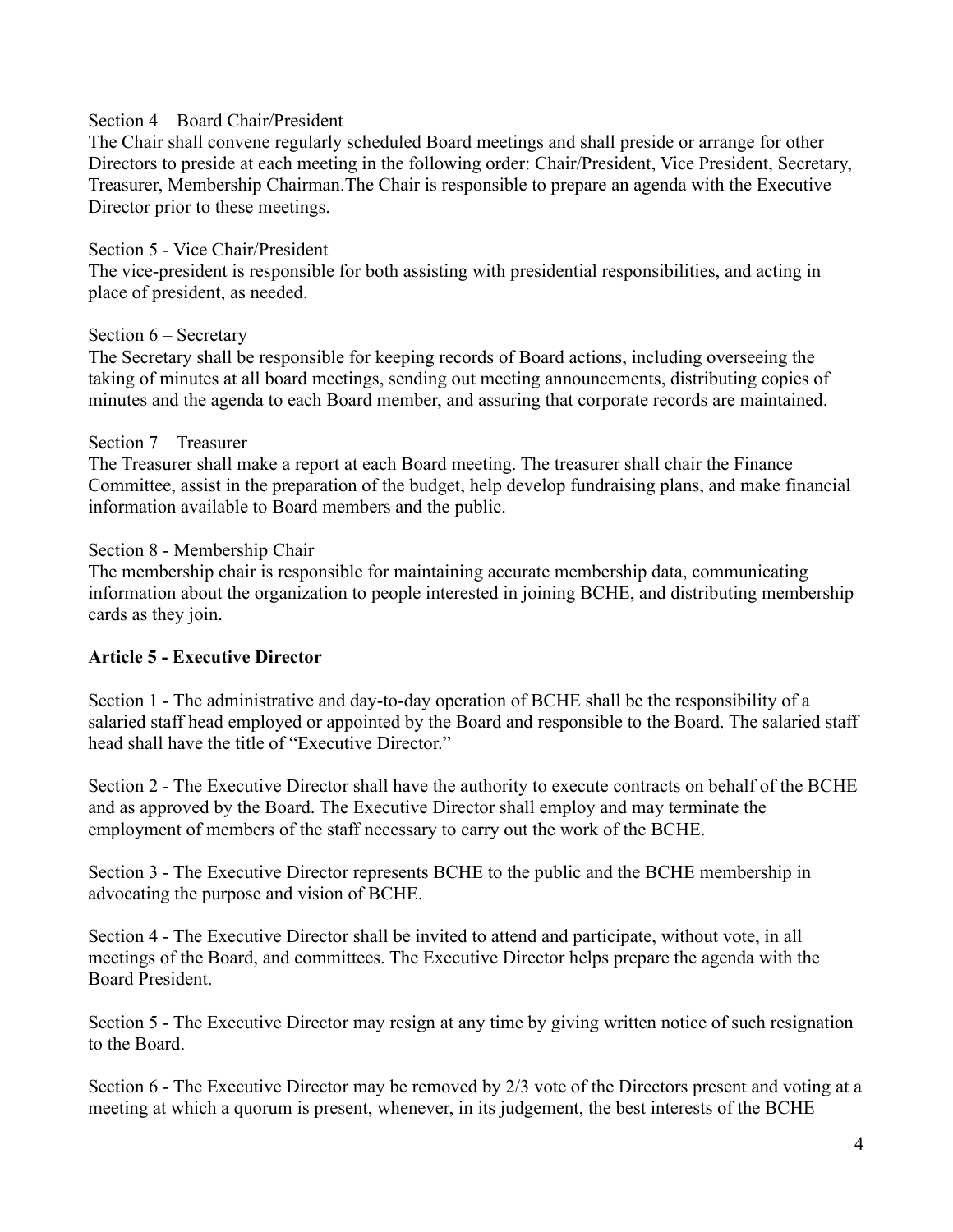Section 4 – Board Chair/President
The Chair shall convene regularly scheduled Board meetings and shall preside or arrange for other Directors to preside at each meeting in the following order: Chair/President, Vice President, Secretary, Treasurer, Membership Chairman.The Chair is responsible to prepare an agenda with the Executive Director prior to these meetings.

Section 5 - Vice Chair/President
The vice-president is responsible for both assisting with presidential responsibilities, and acting in place of president, as needed.

Section 6 – Secretary
The Secretary shall be responsible for keeping records of Board actions, including overseeing the taking of minutes at all board meetings, sending out meeting announcements, distributing copies of minutes and the agenda to each Board member, and assuring that corporate records are maintained.

Section 7 – Treasurer
The Treasurer shall make a report at each Board meeting. The treasurer shall chair the Finance Committee, assist in the preparation of the budget, help develop fundraising plans, and make financial information available to Board members and the public.

Section 8 - Membership Chair
The membership chair is responsible for maintaining accurate membership data, communicating information about the organization to people interested in joining BCHE, and distributing membership cards as they join.

**Article 5 - Executive Director**

Section 1 - The administrative and day-to-day operation of BCHE shall be the responsibility of a salaried staff head employed or appointed by the Board and responsible to the Board. The salaried staff head shall have the title of "Executive Director."

Section 2 - The Executive Director shall have the authority to execute contracts on behalf of the BCHE and as approved by the Board. The Executive Director shall employ and may terminate the employment of members of the staff necessary to carry out the work of the BCHE.

Section 3 - The Executive Director represents BCHE to the public and the BCHE membership in advocating the purpose and vision of BCHE.

Section 4 - The Executive Director shall be invited to attend and participate, without vote, in all meetings of the Board, and committees. The Executive Director helps prepare the agenda with the Board President.

Section 5 - The Executive Director may resign at any time by giving written notice of such resignation to the Board.

Section 6 - The Executive Director may be removed by 2/3 vote of the Directors present and voting at a meeting at which a quorum is present, whenever, in its judgement, the best interests of the BCHE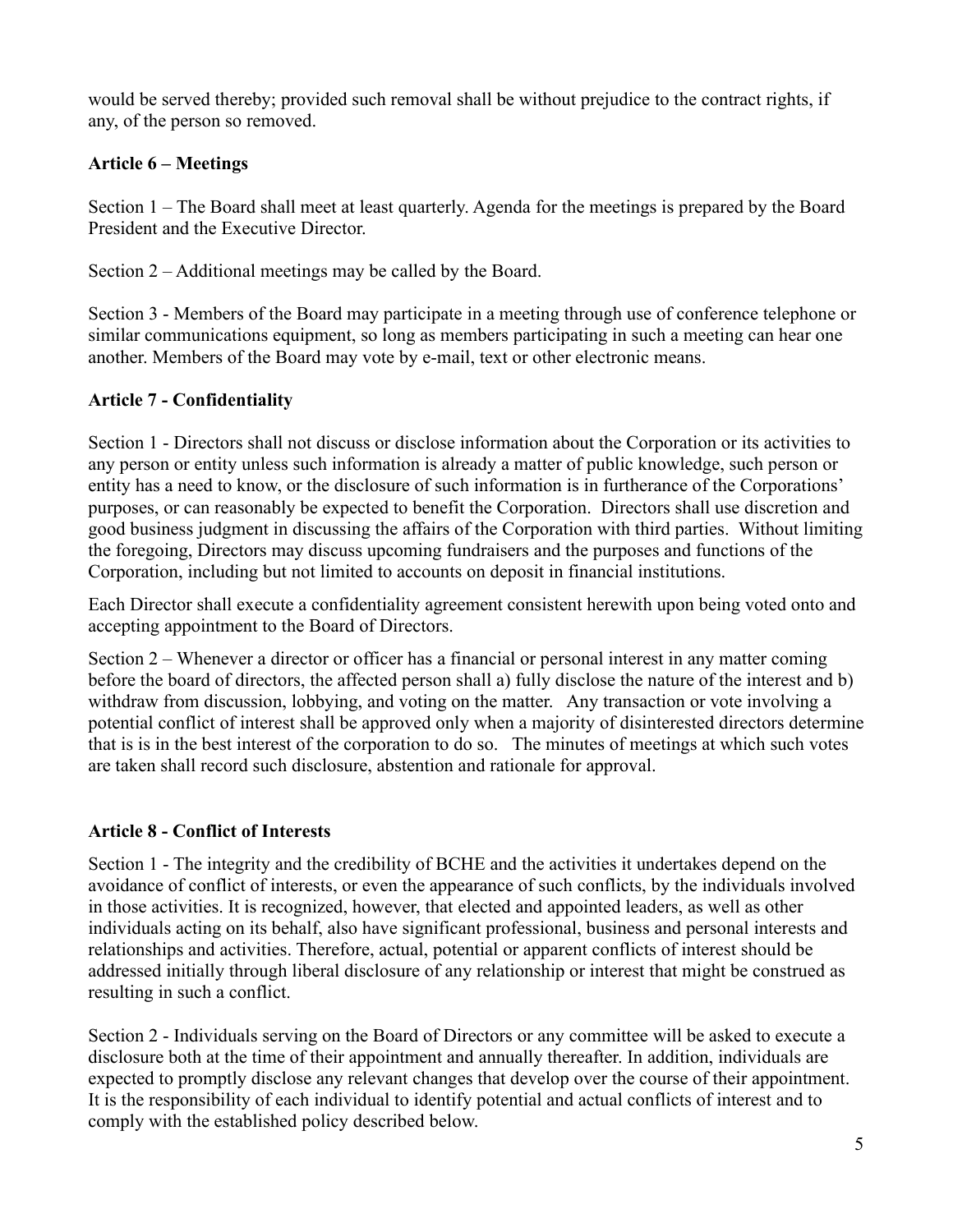would be served thereby; provided such removal shall be without prejudice to the contract rights, if any, of the person so removed.

**Article 6 – Meetings**

Section 1 – The Board shall meet at least quarterly. Agenda for the meetings is prepared by the Board President and the Executive Director.

Section 2 – Additional meetings may be called by the Board.

Section 3 - Members of the Board may participate in a meeting through use of conference telephone or similar communications equipment, so long as members participating in such a meeting can hear one another. Members of the Board may vote by e-mail, text or other electronic means.

**Article 7 - Confidentiality**

Section 1 - Directors shall not discuss or disclose information about the Corporation or its activities to any person or entity unless such information is already a matter of public knowledge, such person or entity has a need to know, or the disclosure of such information is in furtherance of the Corporations' purposes, or can reasonably be expected to benefit the Corporation. Directors shall use discretion and good business judgment in discussing the affairs of the Corporation with third parties. Without limiting the foregoing, Directors may discuss upcoming fundraisers and the purposes and functions of the Corporation, including but not limited to accounts on deposit in financial institutions.

Each Director shall execute a confidentiality agreement consistent herewith upon being voted onto and accepting appointment to the Board of Directors.

Section 2 – Whenever a director or officer has a financial or personal interest in any matter coming before the board of directors, the affected person shall a) fully disclose the nature of the interest and b) withdraw from discussion, lobbying, and voting on the matter. Any transaction or vote involving a potential conflict of interest shall be approved only when a majority of disinterested directors determine that is is in the best interest of the corporation to do so. The minutes of meetings at which such votes are taken shall record such disclosure, abstention and rationale for approval.

**Article 8 - Conflict of Interests**

Section 1 - The integrity and the credibility of BCHE and the activities it undertakes depend on the avoidance of conflict of interests, or even the appearance of such conflicts, by the individuals involved in those activities. It is recognized, however, that elected and appointed leaders, as well as other individuals acting on its behalf, also have significant professional, business and personal interests and relationships and activities. Therefore, actual, potential or apparent conflicts of interest should be addressed initially through liberal disclosure of any relationship or interest that might be construed as resulting in such a conflict.

Section 2 - Individuals serving on the Board of Directors or any committee will be asked to execute a disclosure both at the time of their appointment and annually thereafter. In addition, individuals are expected to promptly disclose any relevant changes that develop over the course of their appointment. It is the responsibility of each individual to identify potential and actual conflicts of interest and to comply with the established policy described below.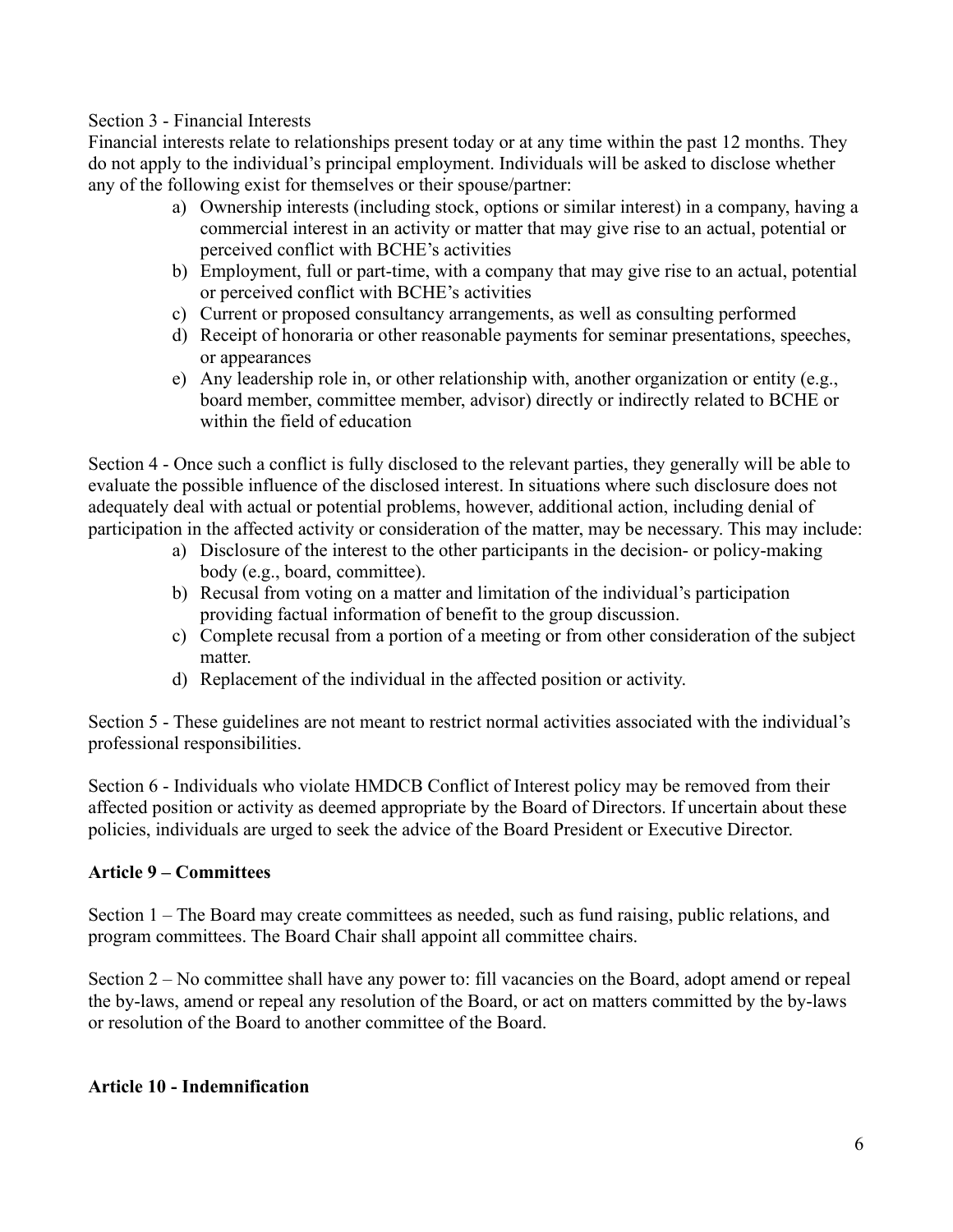Section 3 - Financial Interests

Financial interests relate to relationships present today or at any time within the past 12 months. They do not apply to the individual's principal employment. Individuals will be asked to disclose whether any of the following exist for themselves or their spouse/partner:

a) Ownership interests (including stock, options or similar interest) in a company, having a commercial interest in an activity or matter that may give rise to an actual, potential or perceived conflict with BCHE's activities
b) Employment, full or part-time, with a company that may give rise to an actual, potential or perceived conflict with BCHE's activities
c) Current or proposed consultancy arrangements, as well as consulting performed
d) Receipt of honoraria or other reasonable payments for seminar presentations, speeches, or appearances
e) Any leadership role in, or other relationship with, another organization or entity (e.g., board member, committee member, advisor) directly or indirectly related to BCHE or within the field of education

Section 4 - Once such a conflict is fully disclosed to the relevant parties, they generally will be able to evaluate the possible influence of the disclosed interest. In situations where such disclosure does not adequately deal with actual or potential problems, however, additional action, including denial of participation in the affected activity or consideration of the matter, may be necessary. This may include:

a) Disclosure of the interest to the other participants in the decision- or policy-making body (e.g., board, committee).
b) Recusal from voting on a matter and limitation of the individual's participation providing factual information of benefit to the group discussion.
c) Complete recusal from a portion of a meeting or from other consideration of the subject matter.
d) Replacement of the individual in the affected position or activity.

Section 5 - These guidelines are not meant to restrict normal activities associated with the individual's professional responsibilities.

Section 6 - Individuals who violate HMDCB Conflict of Interest policy may be removed from their affected position or activity as deemed appropriate by the Board of Directors. If uncertain about these policies, individuals are urged to seek the advice of the Board President or Executive Director.

**Article 9 – Committees**

Section 1 – The Board may create committees as needed, such as fund raising, public relations, and program committees. The Board Chair shall appoint all committee chairs.

Section 2 – No committee shall have any power to: fill vacancies on the Board, adopt amend or repeal the by-laws, amend or repeal any resolution of the Board, or act on matters committed by the by-laws or resolution of the Board to another committee of the Board.

**Article 10 - Indemnification**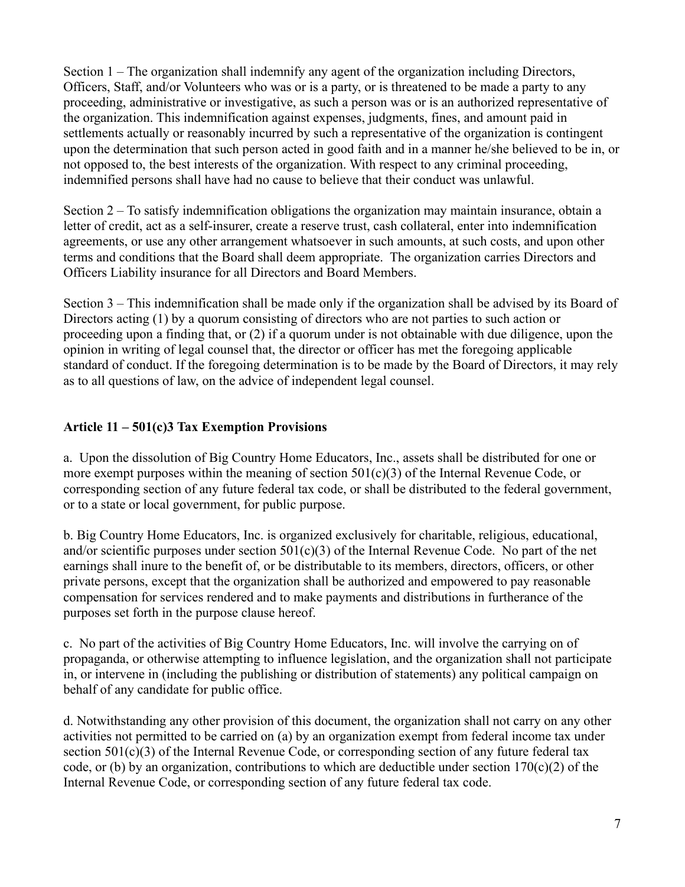Section 1 – The organization shall indemnify any agent of the organization including Directors, Officers, Staff, and/or Volunteers who was or is a party, or is threatened to be made a party to any proceeding, administrative or investigative, as such a person was or is an authorized representative of the organization. This indemnification against expenses, judgments, fines, and amount paid in settlements actually or reasonably incurred by such a representative of the organization is contingent upon the determination that such person acted in good faith and in a manner he/she believed to be in, or not opposed to, the best interests of the organization. With respect to any criminal proceeding, indemnified persons shall have had no cause to believe that their conduct was unlawful.

Section 2 – To satisfy indemnification obligations the organization may maintain insurance, obtain a letter of credit, act as a self-insurer, create a reserve trust, cash collateral, enter into indemnification agreements, or use any other arrangement whatsoever in such amounts, at such costs, and upon other terms and conditions that the Board shall deem appropriate. The organization carries Directors and Officers Liability insurance for all Directors and Board Members.

Section 3 – This indemnification shall be made only if the organization shall be advised by its Board of Directors acting (1) by a quorum consisting of directors who are not parties to such action or proceeding upon a finding that, or (2) if a quorum under is not obtainable with due diligence, upon the opinion in writing of legal counsel that, the director or officer has met the foregoing applicable standard of conduct. If the foregoing determination is to be made by the Board of Directors, it may rely as to all questions of law, on the advice of independent legal counsel.

## Article 11 – 501(c)3 Tax Exemption Provisions

a. Upon the dissolution of Big Country Home Educators, Inc., assets shall be distributed for one or more exempt purposes within the meaning of section 501(c)(3) of the Internal Revenue Code, or corresponding section of any future federal tax code, or shall be distributed to the federal government, or to a state or local government, for public purpose.

b. Big Country Home Educators, Inc. is organized exclusively for charitable, religious, educational, and/or scientific purposes under section 501(c)(3) of the Internal Revenue Code. No part of the net earnings shall inure to the benefit of, or be distributable to its members, directors, officers, or other private persons, except that the organization shall be authorized and empowered to pay reasonable compensation for services rendered and to make payments and distributions in furtherance of the purposes set forth in the purpose clause hereof.

c. No part of the activities of Big Country Home Educators, Inc. will involve the carrying on of propaganda, or otherwise attempting to influence legislation, and the organization shall not participate in, or intervene in (including the publishing or distribution of statements) any political campaign on behalf of any candidate for public office.

d. Notwithstanding any other provision of this document, the organization shall not carry on any other activities not permitted to be carried on (a) by an organization exempt from federal income tax under section 501(c)(3) of the Internal Revenue Code, or corresponding section of any future federal tax code, or (b) by an organization, contributions to which are deductible under section 170(c)(2) of the Internal Revenue Code, or corresponding section of any future federal tax code.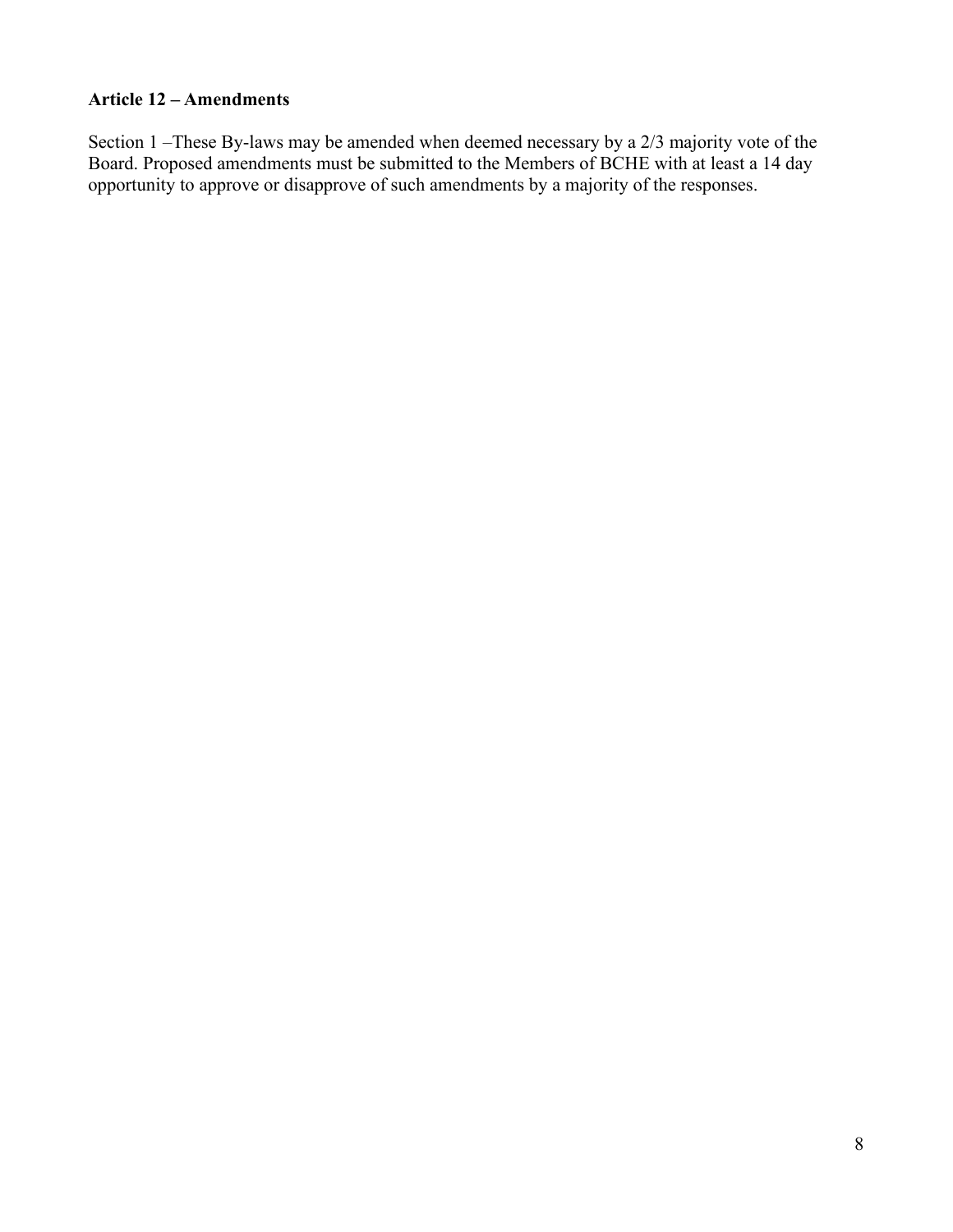**Article 12 – Amendments**

Section 1 –These By-laws may be amended when deemed necessary by a 2/3 majority vote of the Board. Proposed amendments must be submitted to the Members of BCHE with at least a 14 day opportunity to approve or disapprove of such amendments by a majority of the responses.